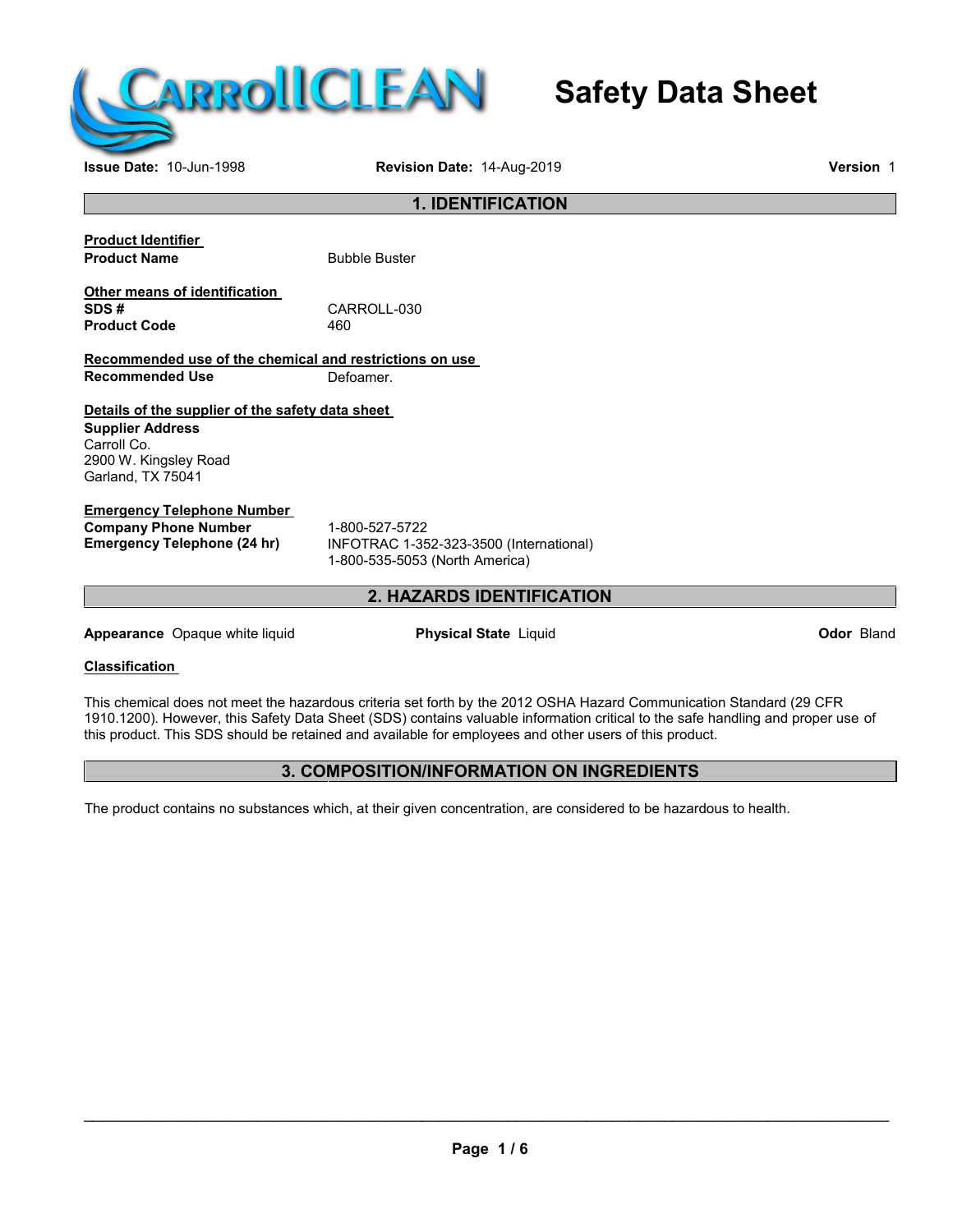# Safety Data Sheet

CarrollCLEAN

**Issue Date:** 10-Jun-1998 **Revision Date:** 14-Aug-2019 **Version** 1

## 1. IDENTIFICATION

**Product Identifier**

**Product Name** Bubble Buster

**Other means of identification**

**SDS #** CARROLL-030

**Product Code** 460

**Recommended use of the chemical and restrictions on use**

**Recommended Use** Defoamer.

**Details of the supplier of the safety data sheet**

**Supplier Address**
Carroll Co.
2900 W. Kingsley Road
Garland, TX 75041

**Emergency Telephone Number**

**Company Phone Number** 1-800-527-5722

**Emergency Telephone (24 hr)** INFOTRAC 1-352-323-3500 (International)
1-800-535-5053 (North America)

## 2. HAZARDS IDENTIFICATION

**Appearance** Opaque white liquid **Physical State** Liquid **Odor** Bland

**Classification**

This chemical does not meet the hazardous criteria set forth by the 2012 OSHA Hazard Communication Standard (29 CFR 1910.1200). However, this Safety Data Sheet (SDS) contains valuable information critical to the safe handling and proper use of this product. This SDS should be retained and available for employees and other users of this product.

## 3. COMPOSITION/INFORMATION ON INGREDIENTS

The product contains no substances which, at their given concentration, are considered to be hazardous to health.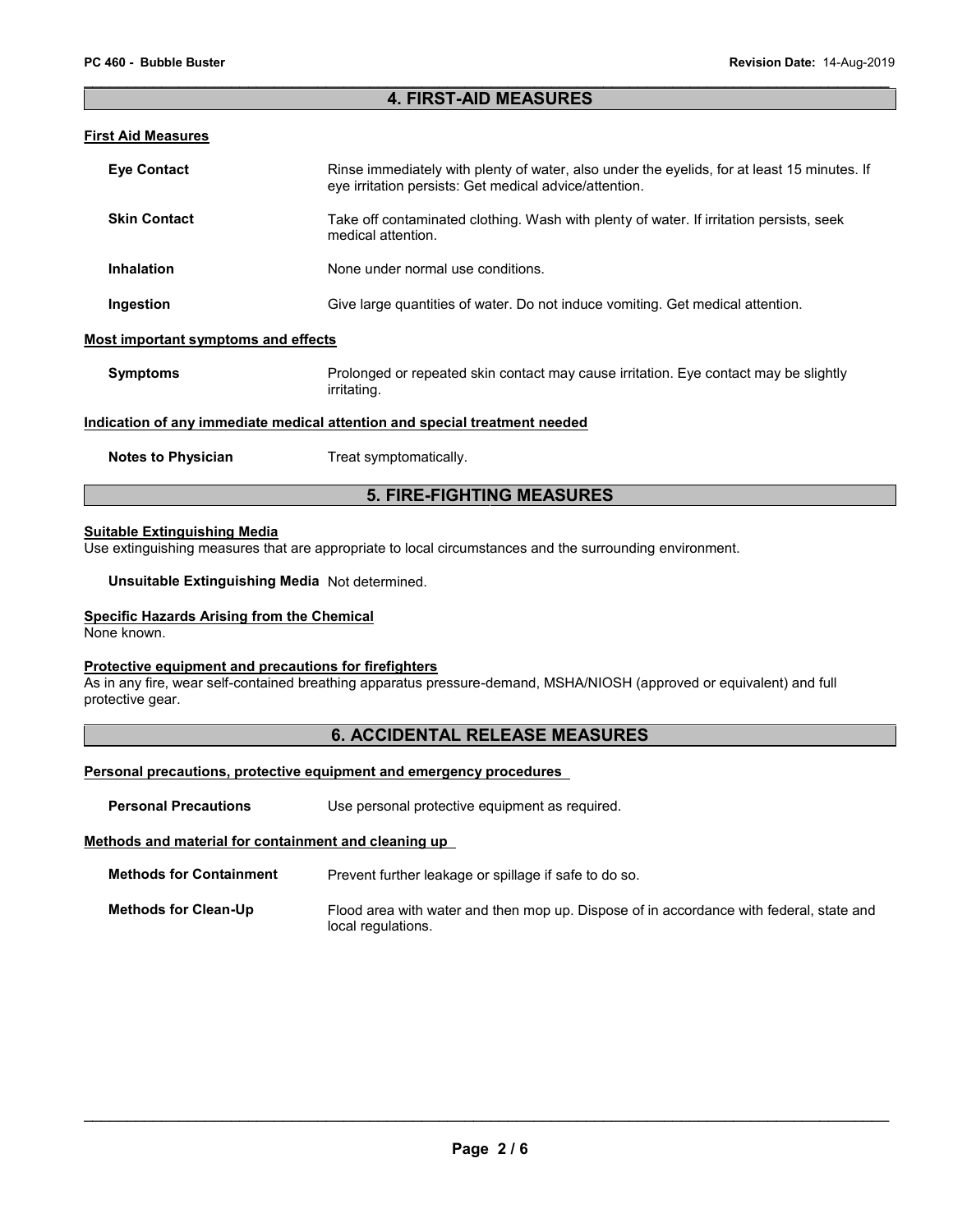## 4. FIRST-AID MEASURES

### First Aid Measures

**Eye Contact**: Rinse immediately with plenty of water, also under the eyelids, for at least 15 minutes. If eye irritation persists: Get medical advice/attention.

**Skin Contact**: Take off contaminated clothing. Wash with plenty of water. If irritation persists, seek medical attention.

**Inhalation**: None under normal use conditions.

**Ingestion**: Give large quantities of water. Do not induce vomiting. Get medical attention.

### Most important symptoms and effects

**Symptoms**: Prolonged or repeated skin contact may cause irritation. Eye contact may be slightly irritating.

### Indication of any immediate medical attention and special treatment needed

**Notes to Physician**: Treat symptomatically.

## 5. FIRE-FIGHTING MEASURES

### Suitable Extinguishing Media

Use extinguishing measures that are appropriate to local circumstances and the surrounding environment.

**Unsuitable Extinguishing Media** Not determined.

### Specific Hazards Arising from the Chemical

None known.

### Protective equipment and precautions for firefighters

As in any fire, wear self-contained breathing apparatus pressure-demand, MSHA/NIOSH (approved or equivalent) and full protective gear.

## 6. ACCIDENTAL RELEASE MEASURES

### Personal precautions, protective equipment and emergency procedures

**Personal Precautions**: Use personal protective equipment as required.

### Methods and material for containment and cleaning up

**Methods for Containment**: Prevent further leakage or spillage if safe to do so.

**Methods for Clean-Up**: Flood area with water and then mop up. Dispose of in accordance with federal, state and local regulations.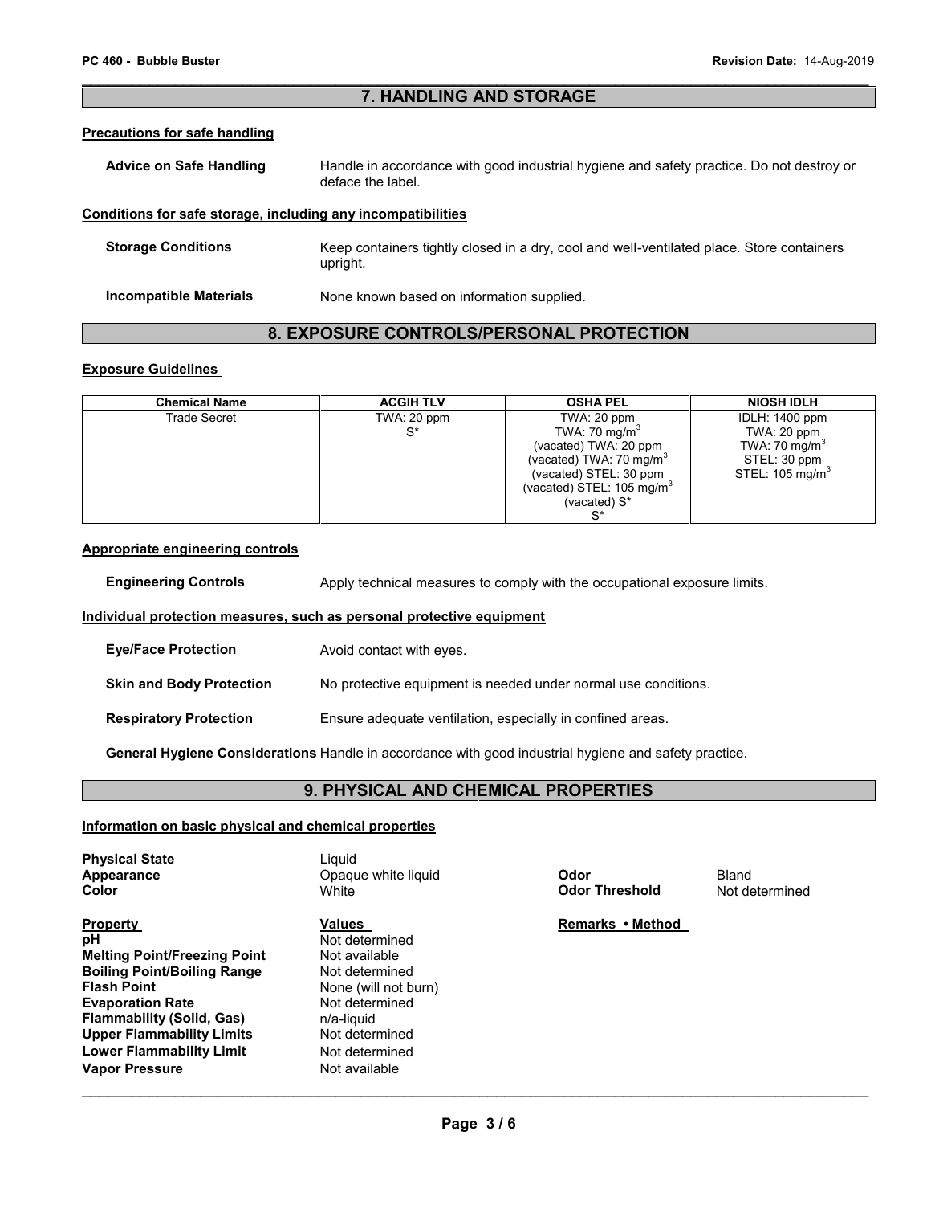## 7. HANDLING AND STORAGE

### Precautions for safe handling

**Advice on Safe Handling** Handle in accordance with good industrial hygiene and safety practice. Do not destroy or deface the label.

### Conditions for safe storage, including any incompatibilities

**Storage Conditions** Keep containers tightly closed in a dry, cool and well-ventilated place. Store containers upright.

**Incompatible Materials** None known based on information supplied.

## 8. EXPOSURE CONTROLS/PERSONAL PROTECTION

### Exposure Guidelines

| Chemical Name | ACGIH TLV | OSHA PEL | NIOSH IDLH |
|---|---|---|---|
| Trade Secret | TWA: 20 ppm<br>S* | TWA: 20 ppm<br>TWA: 70 mg/m$^3$<br>(vacated) TWA: 20 ppm<br>(vacated) TWA: 70 mg/m$^3$<br>(vacated) STEL: 30 ppm<br>(vacated) STEL: 105 mg/m$^3$<br>(vacated) S*<br>S* | IDLH: 1400 ppm<br>TWA: 20 ppm<br>TWA: 70 mg/m$^3$<br>STEL: 30 ppm<br>STEL: 105 mg/m$^3$ |

### Appropriate engineering controls

**Engineering Controls** Apply technical measures to comply with the occupational exposure limits.

### Individual protection measures, such as personal protective equipment

**Eye/Face Protection** Avoid contact with eyes.

**Skin and Body Protection** No protective equipment is needed under normal use conditions.

**Respiratory Protection** Ensure adequate ventilation, especially in confined areas.

**General Hygiene Considerations** Handle in accordance with good industrial hygiene and safety practice.

## 9. PHYSICAL AND CHEMICAL PROPERTIES

### Information on basic physical and chemical properties

**Physical State** Liquid
**Appearance** Opaque white liquid
**Color** White
**Odor** Bland
**Odor Threshold** Not determined

| Property | Values | Remarks • Method |
|---|---|---|
| **pH** | Not determined | |
| **Melting Point/Freezing Point** | Not available | |
| **Boiling Point/Boiling Range** | Not determined | |
| **Flash Point** | None (will not burn) | |
| **Evaporation Rate** | Not determined | |
| **Flammability (Solid, Gas)** | n/a-liquid | |
| **Upper Flammability Limits** | Not determined | |
| **Lower Flammability Limit** | Not determined | |
| **Vapor Pressure** | Not available | |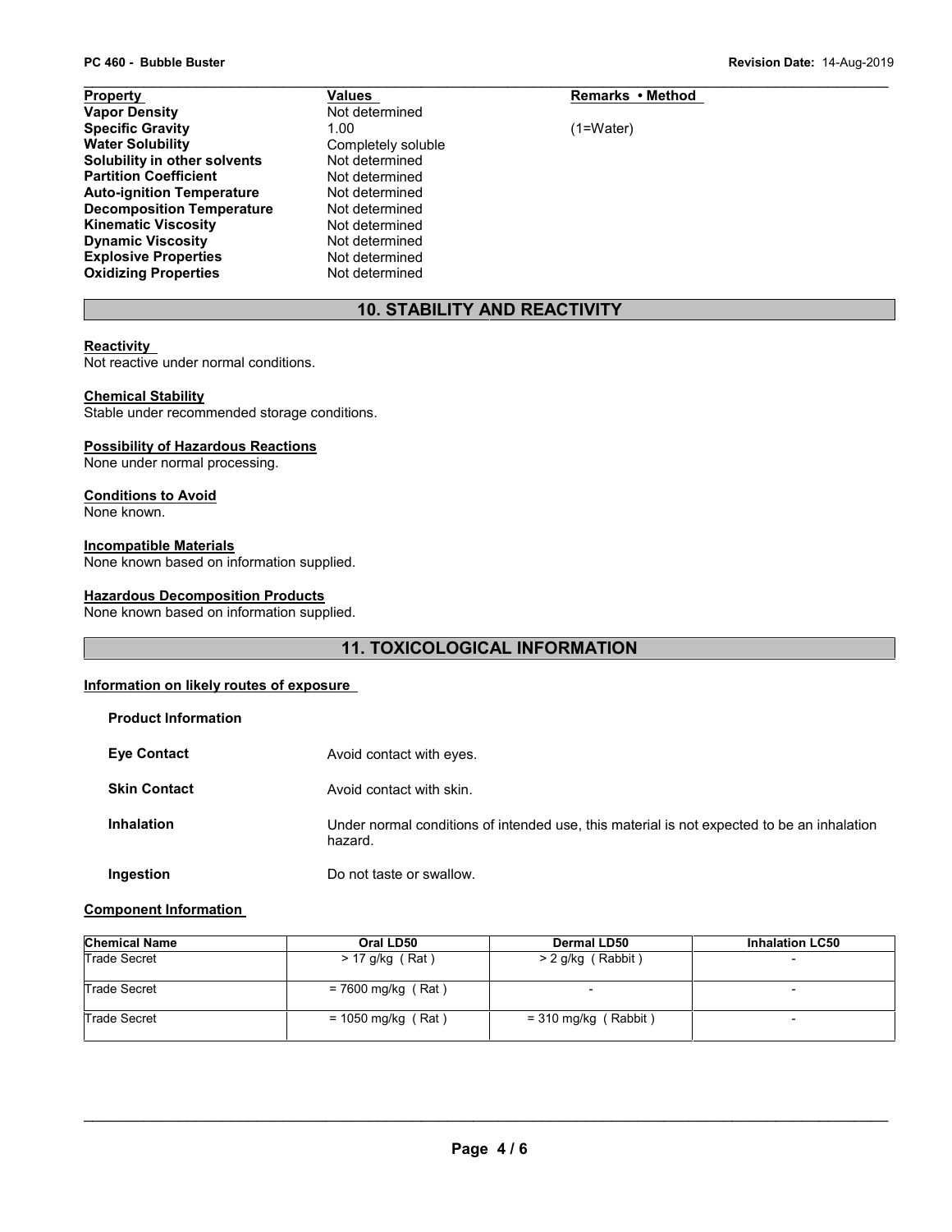| Property | Values | Remarks • Method |
|---|---|---|
| **Vapor Density** | Not determined | |
| **Specific Gravity** | 1.00 | (1=Water) |
| **Water Solubility** | Completely soluble | |
| **Solubility in other solvents** | Not determined | |
| **Partition Coefficient** | Not determined | |
| **Auto-ignition Temperature** | Not determined | |
| **Decomposition Temperature** | Not determined | |
| **Kinematic Viscosity** | Not determined | |
| **Dynamic Viscosity** | Not determined | |
| **Explosive Properties** | Not determined | |
| **Oxidizing Properties** | Not determined | |

## 10. STABILITY AND REACTIVITY

**Reactivity**
Not reactive under normal conditions.

**Chemical Stability**
Stable under recommended storage conditions.

**Possibility of Hazardous Reactions**
None under normal processing.

**Conditions to Avoid**
None known.

**Incompatible Materials**
None known based on information supplied.

**Hazardous Decomposition Products**
None known based on information supplied.

## 11. TOXICOLOGICAL INFORMATION

**Information on likely routes of exposure**

**Product Information**

**Eye Contact** Avoid contact with eyes.

**Skin Contact** Avoid contact with skin.

**Inhalation** Under normal conditions of intended use, this material is not expected to be an inhalation hazard.

**Ingestion** Do not taste or swallow.

**Component Information**

| Chemical Name | Oral LD50 | Dermal LD50 | Inhalation LC50 |
|---|---|---|---|
| Trade Secret | > 17 g/kg ( Rat ) | > 2 g/kg ( Rabbit ) | - |
| Trade Secret | = 7600 mg/kg ( Rat ) | - | - |
| Trade Secret | = 1050 mg/kg ( Rat ) | = 310 mg/kg ( Rabbit ) | - |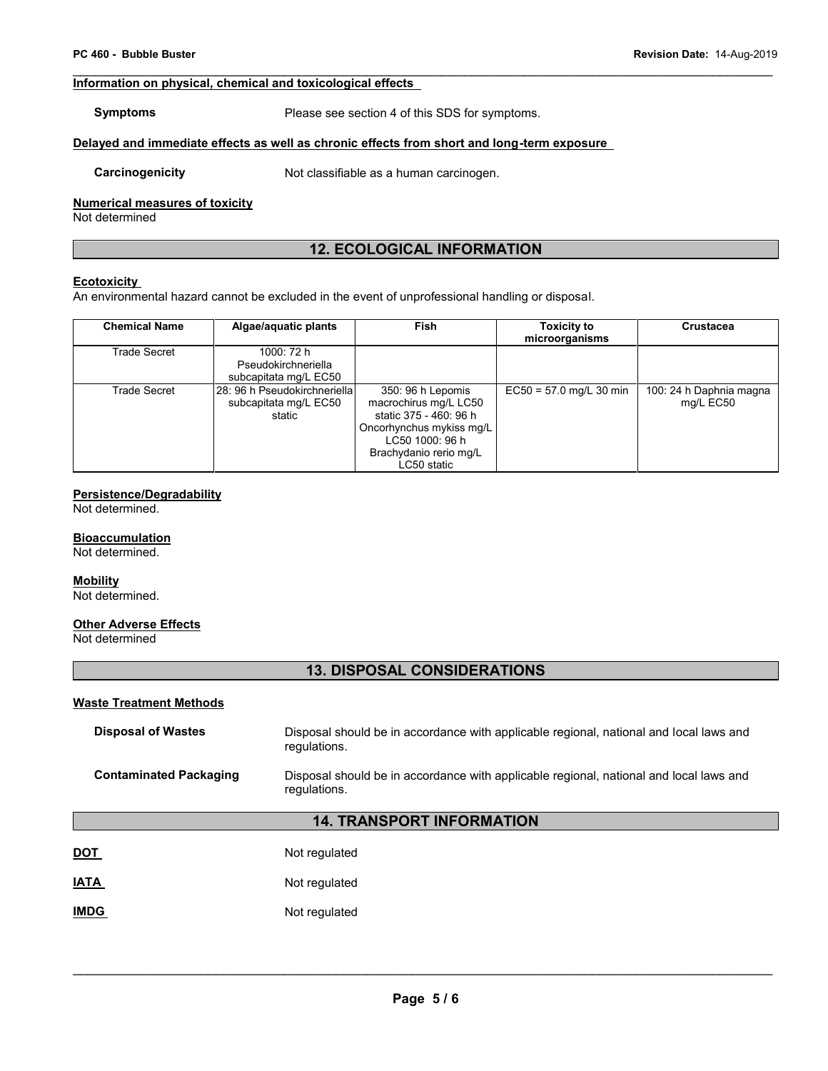#### Information on physical, chemical and toxicological effects

**Symptoms** Please see section 4 of this SDS for symptoms.

#### Delayed and immediate effects as well as chronic effects from short and long-term exposure

**Carcinogenicity** Not classifiable as a human carcinogen.

#### Numerical measures of toxicity

Not determined

## 12. ECOLOGICAL INFORMATION

#### Ecotoxicity

An environmental hazard cannot be excluded in the event of unprofessional handling or disposal.

| Chemical Name | Algae/aquatic plants | Fish | Toxicity to microorganisms | Crustacea |
|---|---|---|---|---|
| Trade Secret | 1000: 72 h Pseudokirchneriella subcapitata mg/L EC50 | | | |
| Trade Secret | 28: 96 h Pseudokirchneriella subcapitata mg/L EC50 static | 350: 96 h Lepomis macrochirus mg/L LC50 static 375 - 460: 96 h Oncorhynchus mykiss mg/L LC50 1000: 96 h Brachydanio rerio mg/L LC50 static | EC50 = 57.0 mg/L 30 min | 100: 24 h Daphnia magna mg/L EC50 |

#### Persistence/Degradability

Not determined.

#### Bioaccumulation

Not determined.

#### Mobility

Not determined.

#### Other Adverse Effects

Not determined

## 13. DISPOSAL CONSIDERATIONS

#### Waste Treatment Methods

**Disposal of Wastes** Disposal should be in accordance with applicable regional, national and local laws and regulations.

**Contaminated Packaging** Disposal should be in accordance with applicable regional, national and local laws and regulations.

## 14. TRANSPORT INFORMATION

**DOT** Not regulated

**IATA** Not regulated

**IMDG** Not regulated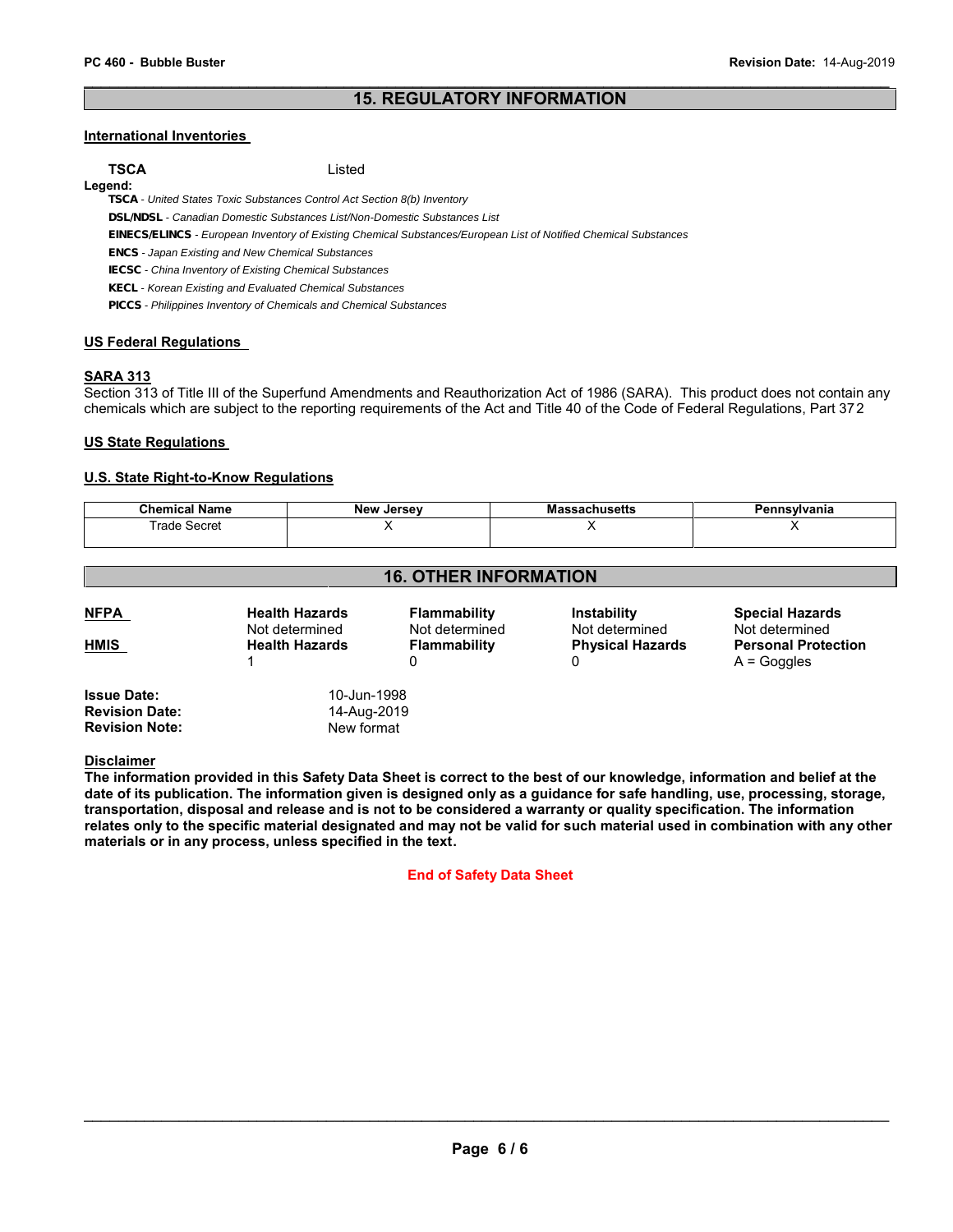## 15. REGULATORY INFORMATION

### International Inventories

**TSCA** Listed

**Legend:**

**TSCA** - *United States Toxic Substances Control Act Section 8(b) Inventory*
**DSL/NDSL** - *Canadian Domestic Substances List/Non-Domestic Substances List*
**EINECS/ELINCS** - *European Inventory of Existing Chemical Substances/European List of Notified Chemical Substances*
**ENCS** - *Japan Existing and New Chemical Substances*
**IECSC** - *China Inventory of Existing Chemical Substances*
**KECL** - *Korean Existing and Evaluated Chemical Substances*
**PICCS** - *Philippines Inventory of Chemicals and Chemical Substances*

### US Federal Regulations

**SARA 313**

Section 313 of Title III of the Superfund Amendments and Reauthorization Act of 1986 (SARA). This product does not contain any chemicals which are subject to the reporting requirements of the Act and Title 40 of the Code of Federal Regulations, Part 372

### US State Regulations

**U.S. State Right-to-Know Regulations**

| Chemical Name | New Jersey | Massachusetts | Pennsylvania |
|---|---|---|---|
| Trade Secret | X | X | X |

## 16. OTHER INFORMATION

| | | | | |
|---|---|---|---|---|
| **NFPA** | **Health Hazards**<br>Not determined | **Flammability**<br>Not determined | **Instability**<br>Not determined | **Special Hazards**<br>Not determined |
| **HMIS** | **Health Hazards**<br>1 | **Flammability**<br>0 | **Physical Hazards**<br>0 | **Personal Protection**<br>A = Goggles |

**Issue Date:** 10-Jun-1998
**Revision Date:** 14-Aug-2019
**Revision Note:** New format

**Disclaimer**

**The information provided in this Safety Data Sheet is correct to the best of our knowledge, information and belief at the date of its publication. The information given is designed only as a guidance for safe handling, use, processing, storage, transportation, disposal and release and is not to be considered a warranty or quality specification. The information relates only to the specific material designated and may not be valid for such material used in combination with any other materials or in any process, unless specified in the text.**

**End of Safety Data Sheet**